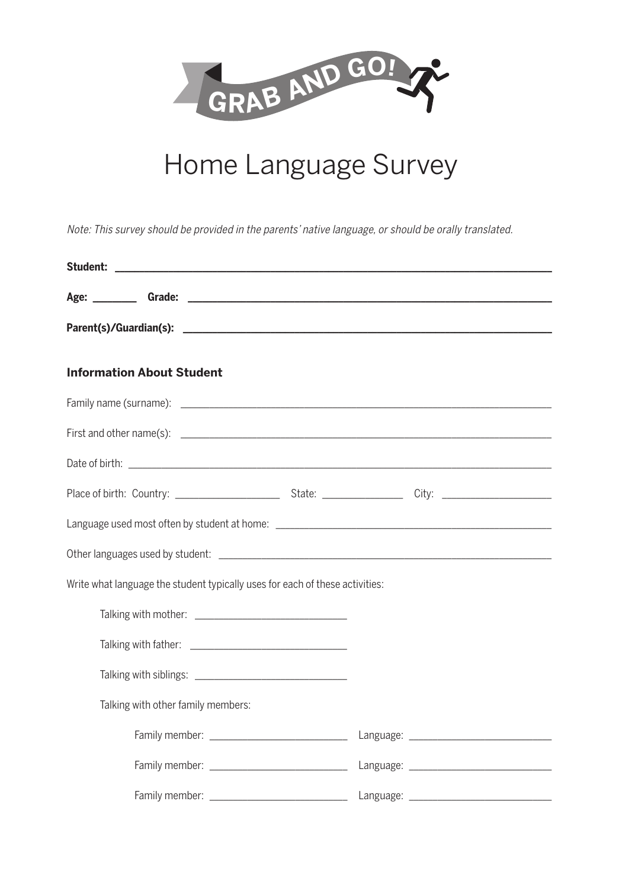GRAB AND GO!

# Home Language Survey

*Note: This survey should be provided in the parents' native language, or should be orally translated.*

**Student:** ______________________________________________

**Age:** _______ **Grade:** ______________________________________

**Parent(s)/Guardian(s):** ______________________________________

## Information About Student

Family name (surname): ______________________________________

First and other name(s): ______________________________________

Date of birth: ______________________________________

Place of birth: Country: ________________ State: ______________ City: ________________

Language used most often by student at home: ______________________________

Other languages used by student: ______________________________________

Write what language the student typically uses for each of these activities:

Talking with mother: ________________________

Talking with father: ________________________

Talking with siblings: ________________________

Talking with other family members:

Family member: ______________________ Language: ______________________

Family member: ______________________ Language: ______________________

Family member: ______________________ Language: ______________________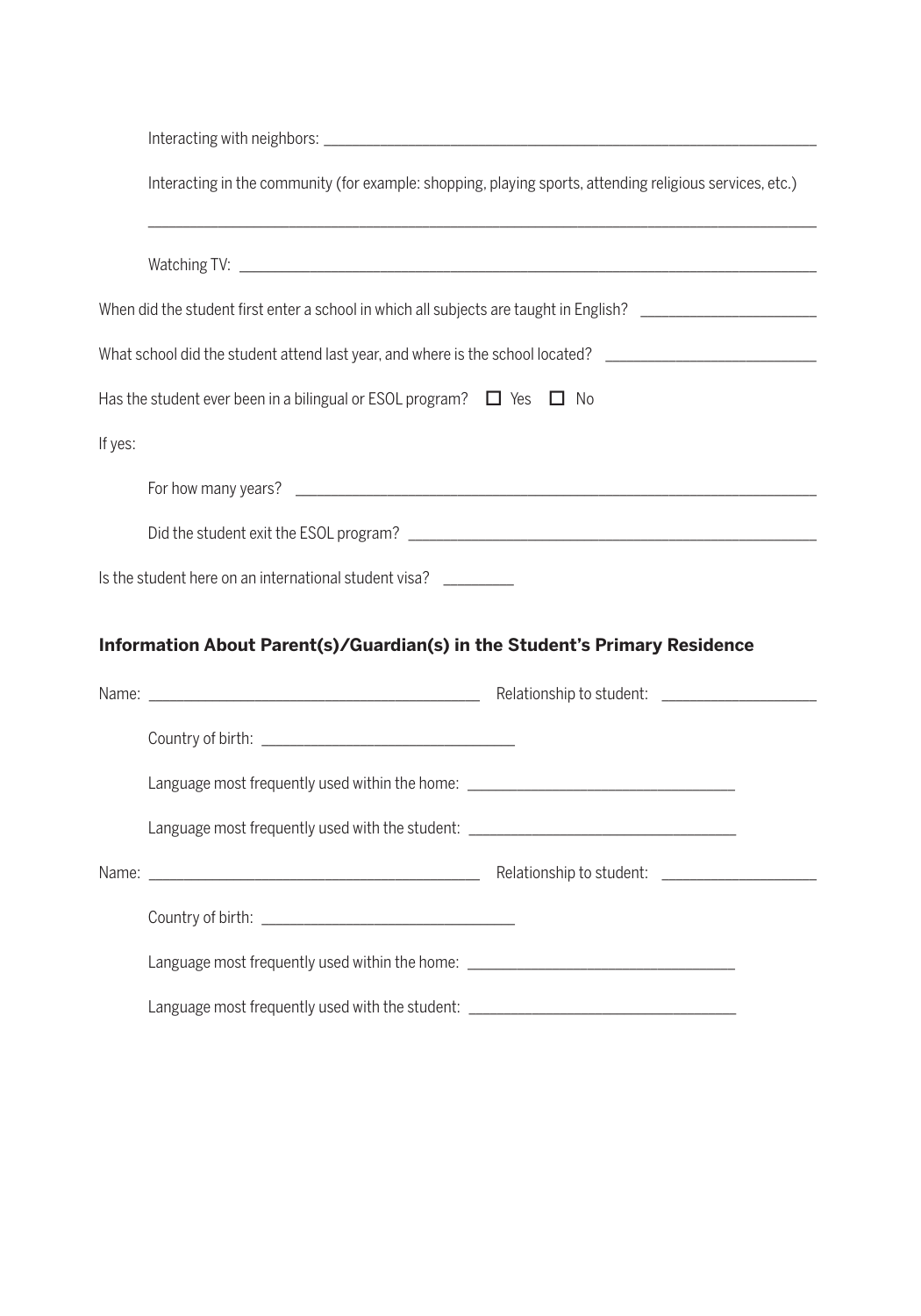Interacting with neighbors: ____________________________________________

Interacting in the community (for example: shopping, playing sports, attending religious services, etc.)

______________________________________________________________

Watching TV: ____________________________________________

When did the student first enter a school in which all subjects are taught in English? ______________

What school did the student attend last year, and where is the school located? ______________

Has the student ever been in a bilingual or ESOL program? ☐ Yes ☐ No

If yes:

For how many years? ____________________________________________

Did the student exit the ESOL program? ____________________________________________

Is the student here on an international student visa? ________

## Information About Parent(s)/Guardian(s) in the Student's Primary Residence

Name: ______________________________ Relationship to student: ______________

Country of birth: ______________________

Language most frequently used within the home: ______________________

Language most frequently used with the student: ______________________

Name: ______________________________ Relationship to student: ______________

Country of birth: ______________________

Language most frequently used within the home: ______________________

Language most frequently used with the student: ______________________